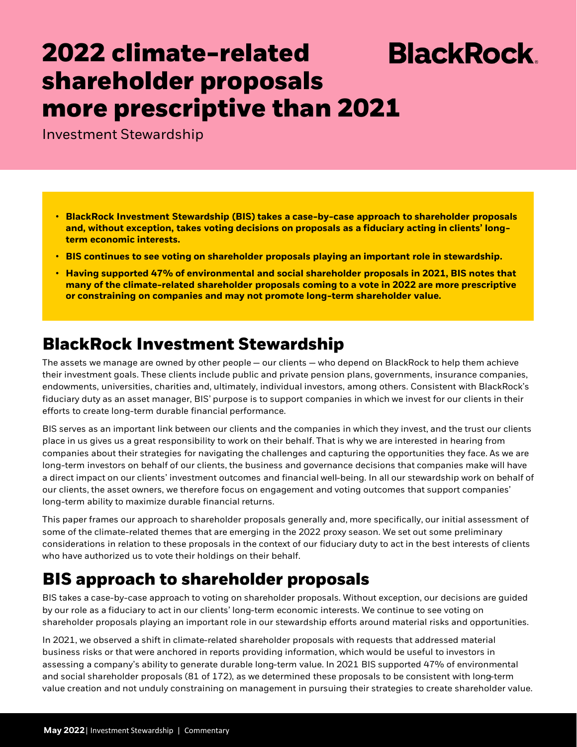# 2022 climate-related shareholder proposals more prescriptive than 2021

BlackRock.

Investment Stewardship

- **BlackRock Investment Stewardship (BIS) takes a case-by-case approach to shareholder proposals and, without exception, takes voting decisions on proposals as a fiduciary acting in clients' long-term economic interests.**
- **BIS continues to see voting on shareholder proposals playing an important role in stewardship.**
- **Having supported 47% of environmental and social shareholder proposals in 2021, BIS notes that many of the climate-related shareholder proposals coming to a vote in 2022 are more prescriptive or constraining on companies and may not promote long-term shareholder value.**

## BlackRock Investment Stewardship

The assets we manage are owned by other people — our clients — who depend on BlackRock to help them achieve their investment goals. These clients include public and private pension plans, governments, insurance companies, endowments, universities, charities and, ultimately, individual investors, among others. Consistent with BlackRock's fiduciary duty as an asset manager, BIS' purpose is to support companies in which we invest for our clients in their efforts to create long-term durable financial performance.

BIS serves as an important link between our clients and the companies in which they invest, and the trust our clients place in us gives us a great responsibility to work on their behalf. That is why we are interested in hearing from companies about their strategies for navigating the challenges and capturing the opportunities they face. As we are long-term investors on behalf of our clients, the business and governance decisions that companies make will have a direct impact on our clients' investment outcomes and financial well-being. In all our stewardship work on behalf of our clients, the asset owners, we therefore focus on engagement and voting outcomes that support companies' long-term ability to maximize durable financial returns.

This paper frames our approach to shareholder proposals generally and, more specifically, our initial assessment of some of the climate-related themes that are emerging in the 2022 proxy season. We set out some preliminary considerations in relation to these proposals in the context of our fiduciary duty to act in the best interests of clients who have authorized us to vote their holdings on their behalf.

## BIS approach to shareholder proposals

BIS takes a case-by-case approach to voting on shareholder proposals. Without exception, our decisions are guided by our role as a fiduciary to act in our clients' long-term economic interests. We continue to see voting on shareholder proposals playing an important role in our stewardship efforts around material risks and opportunities.

In 2021, we observed a shift in climate-related shareholder proposals with requests that addressed material business risks or that were anchored in reports providing information, which would be useful to investors in assessing a company's ability to generate durable long-term value. In 2021 BIS supported 47% of environmental and social shareholder proposals (81 of 172), as we determined these proposals to be consistent with long-term value creation and not unduly constraining on management in pursuing their strategies to create shareholder value.

**May 2022** | Investment Stewardship | Commentary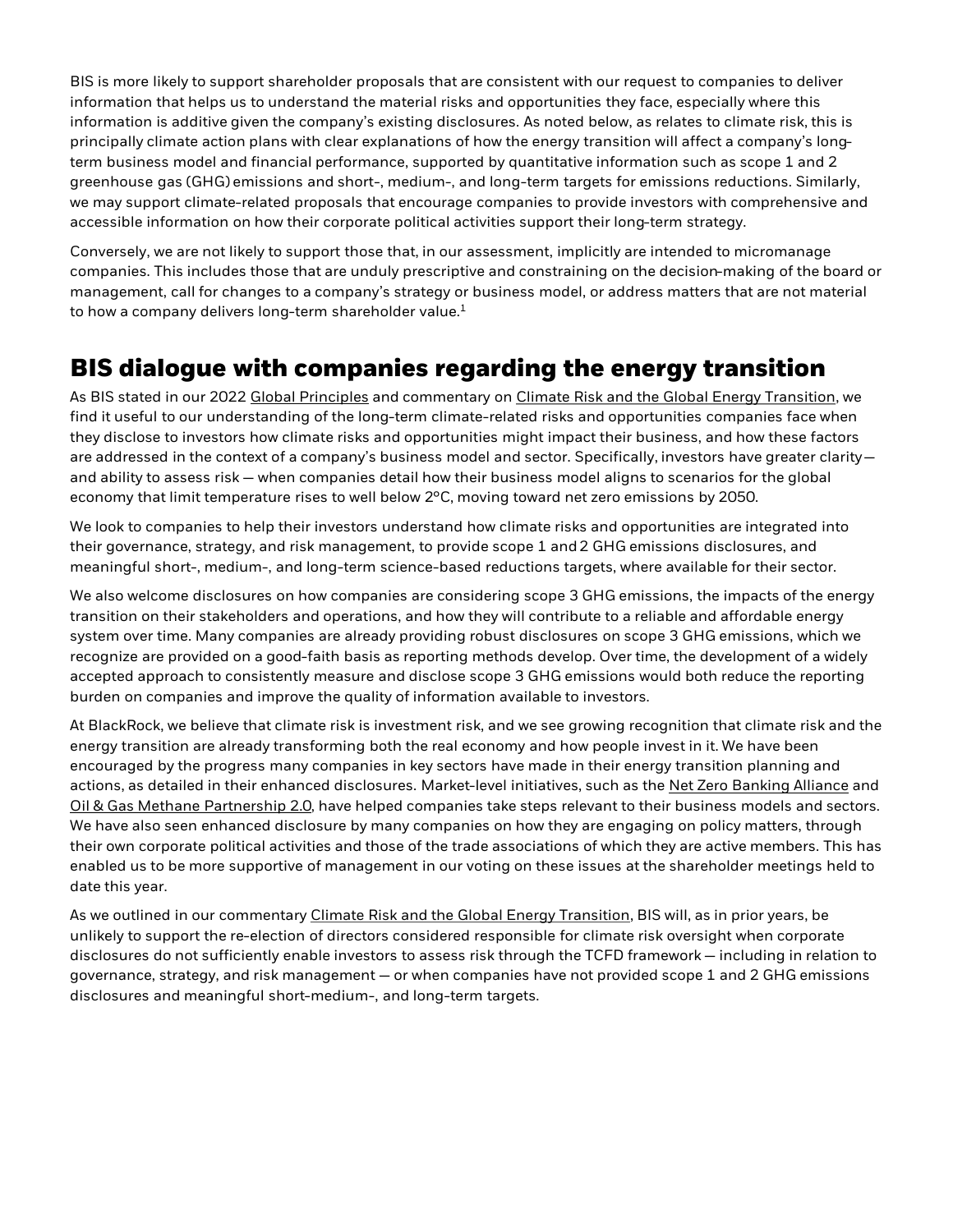BIS is more likely to support shareholder proposals that are consistent with our request to companies to deliver information that helps us to understand the material risks and opportunities they face, especially where this information is additive given the company's existing disclosures. As noted below, as relates to climate risk, this is principally climate action plans with clear explanations of how the energy transition will affect a company's long-term business model and financial performance, supported by quantitative information such as scope 1 and 2 greenhouse gas (GHG) emissions and short-, medium-, and long-term targets for emissions reductions. Similarly, we may support climate-related proposals that encourage companies to provide investors with comprehensive and accessible information on how their corporate political activities support their long-term strategy.

Conversely, we are not likely to support those that, in our assessment, implicitly are intended to micromanage companies. This includes those that are unduly prescriptive and constraining on the decision-making of the board or management, call for changes to a company's strategy or business model, or address matters that are not material to how a company delivers long-term shareholder value.[1]

## BIS dialogue with companies regarding the energy transition

As BIS stated in our 2022 Global Principles and commentary on Climate Risk and the Global Energy Transition, we find it useful to our understanding of the long-term climate-related risks and opportunities companies face when they disclose to investors how climate risks and opportunities might impact their business, and how these factors are addressed in the context of a company's business model and sector. Specifically, investors have greater clarity— and ability to assess risk — when companies detail how their business model aligns to scenarios for the global economy that limit temperature rises to well below 2°C, moving toward net zero emissions by 2050.

We look to companies to help their investors understand how climate risks and opportunities are integrated into their governance, strategy, and risk management, to provide scope 1 and 2 GHG emissions disclosures, and meaningful short-, medium-, and long-term science-based reductions targets, where available for their sector.

We also welcome disclosures on how companies are considering scope 3 GHG emissions, the impacts of the energy transition on their stakeholders and operations, and how they will contribute to a reliable and affordable energy system over time. Many companies are already providing robust disclosures on scope 3 GHG emissions, which we recognize are provided on a good-faith basis as reporting methods develop. Over time, the development of a widely accepted approach to consistently measure and disclose scope 3 GHG emissions would both reduce the reporting burden on companies and improve the quality of information available to investors.

At BlackRock, we believe that climate risk is investment risk, and we see growing recognition that climate risk and the energy transition are already transforming both the real economy and how people invest in it. We have been encouraged by the progress many companies in key sectors have made in their energy transition planning and actions, as detailed in their enhanced disclosures. Market-level initiatives, such as the Net Zero Banking Alliance and Oil & Gas Methane Partnership 2.0, have helped companies take steps relevant to their business models and sectors. We have also seen enhanced disclosure by many companies on how they are engaging on policy matters, through their own corporate political activities and those of the trade associations of which they are active members. This has enabled us to be more supportive of management in our voting on these issues at the shareholder meetings held to date this year.

As we outlined in our commentary Climate Risk and the Global Energy Transition, BIS will, as in prior years, be unlikely to support the re-election of directors considered responsible for climate risk oversight when corporate disclosures do not sufficiently enable investors to assess risk through the TCFD framework — including in relation to governance, strategy, and risk management — or when companies have not provided scope 1 and 2 GHG emissions disclosures and meaningful short-medium-, and long-term targets.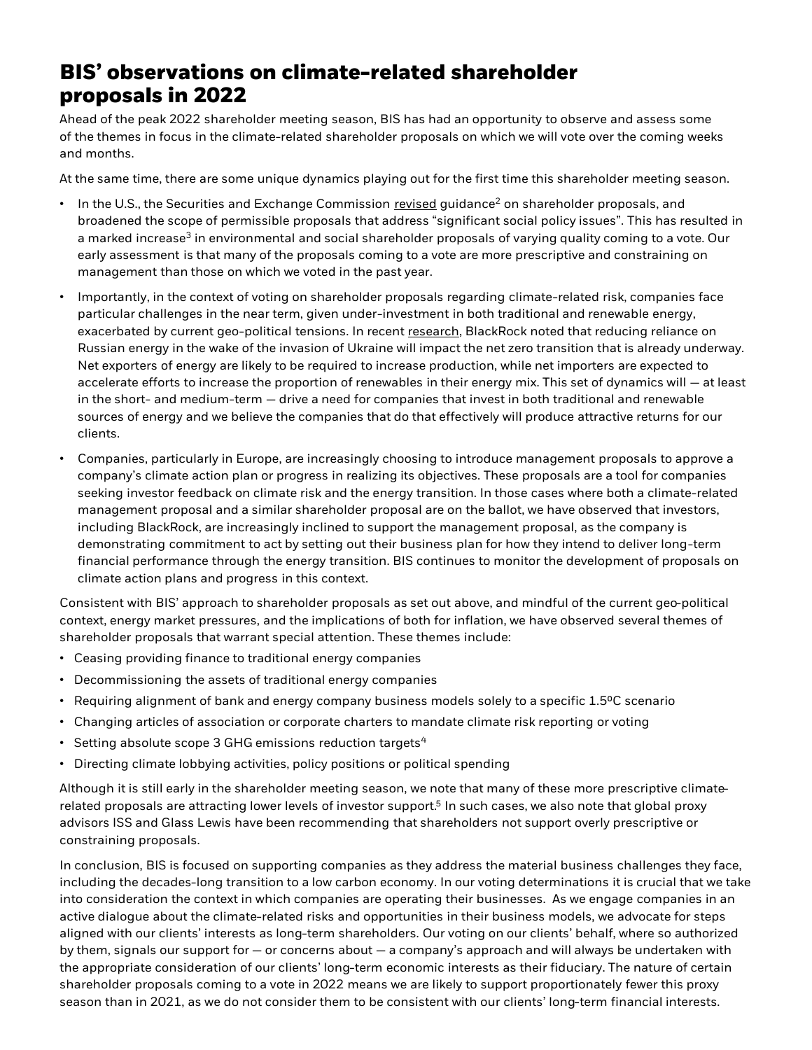## BIS' observations on climate-related shareholder proposals in 2022

Ahead of the peak 2022 shareholder meeting season, BIS has had an opportunity to observe and assess some of the themes in focus in the climate-related shareholder proposals on which we will vote over the coming weeks and months.

At the same time, there are some unique dynamics playing out for the first time this shareholder meeting season.

- In the U.S., the Securities and Exchange Commission revised guidance[2] on shareholder proposals, and broadened the scope of permissible proposals that address "significant social policy issues". This has resulted in a marked increase[3] in environmental and social shareholder proposals of varying quality coming to a vote. Our early assessment is that many of the proposals coming to a vote are more prescriptive and constraining on management than those on which we voted in the past year.
- Importantly, in the context of voting on shareholder proposals regarding climate-related risk, companies face particular challenges in the near term, given under-investment in both traditional and renewable energy, exacerbated by current geo-political tensions. In recent research, BlackRock noted that reducing reliance on Russian energy in the wake of the invasion of Ukraine will impact the net zero transition that is already underway. Net exporters of energy are likely to be required to increase production, while net importers are expected to accelerate efforts to increase the proportion of renewables in their energy mix. This set of dynamics will — at least in the short- and medium-term — drive a need for companies that invest in both traditional and renewable sources of energy and we believe the companies that do that effectively will produce attractive returns for our clients.
- Companies, particularly in Europe, are increasingly choosing to introduce management proposals to approve a company's climate action plan or progress in realizing its objectives. These proposals are a tool for companies seeking investor feedback on climate risk and the energy transition. In those cases where both a climate-related management proposal and a similar shareholder proposal are on the ballot, we have observed that investors, including BlackRock, are increasingly inclined to support the management proposal, as the company is demonstrating commitment to act by setting out their business plan for how they intend to deliver long-term financial performance through the energy transition. BIS continues to monitor the development of proposals on climate action plans and progress in this context.

Consistent with BIS' approach to shareholder proposals as set out above, and mindful of the current geo-political context, energy market pressures, and the implications of both for inflation, we have observed several themes of shareholder proposals that warrant special attention. These themes include:

- Ceasing providing finance to traditional energy companies
- Decommissioning the assets of traditional energy companies
- Requiring alignment of bank and energy company business models solely to a specific 1.5ºC scenario
- Changing articles of association or corporate charters to mandate climate risk reporting or voting
- Setting absolute scope 3 GHG emissions reduction targets[4]
- Directing climate lobbying activities, policy positions or political spending

Although it is still early in the shareholder meeting season, we note that many of these more prescriptive climate-related proposals are attracting lower levels of investor support.[5] In such cases, we also note that global proxy advisors ISS and Glass Lewis have been recommending that shareholders not support overly prescriptive or constraining proposals.

In conclusion, BIS is focused on supporting companies as they address the material business challenges they face, including the decades-long transition to a low carbon economy. In our voting determinations it is crucial that we take into consideration the context in which companies are operating their businesses. As we engage companies in an active dialogue about the climate-related risks and opportunities in their business models, we advocate for steps aligned with our clients' interests as long-term shareholders. Our voting on our clients' behalf, where so authorized by them, signals our support for — or concerns about — a company's approach and will always be undertaken with the appropriate consideration of our clients' long-term economic interests as their fiduciary. The nature of certain shareholder proposals coming to a vote in 2022 means we are likely to support proportionately fewer this proxy season than in 2021, as we do not consider them to be consistent with our clients' long-term financial interests.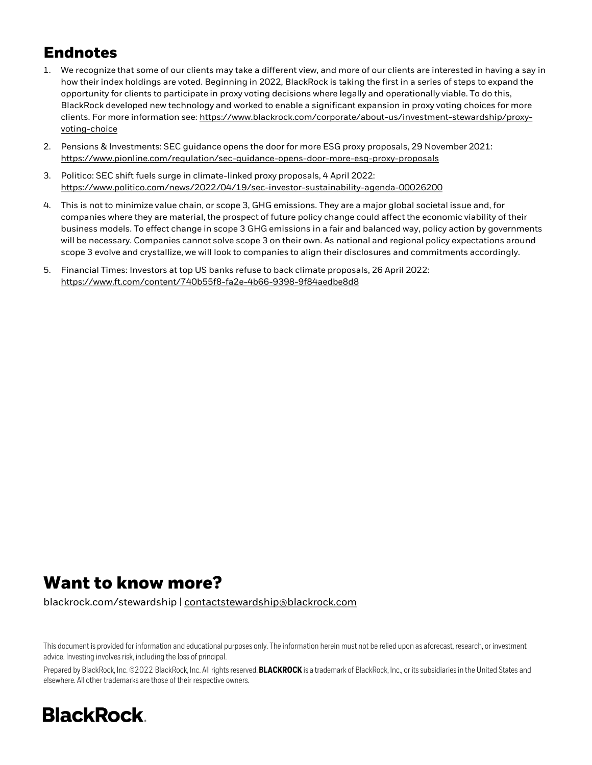## Endnotes

1. We recognize that some of our clients may take a different view, and more of our clients are interested in having a say in how their index holdings are voted. Beginning in 2022, BlackRock is taking the first in a series of steps to expand the opportunity for clients to participate in proxy voting decisions where legally and operationally viable. To do this, BlackRock developed new technology and worked to enable a significant expansion in proxy voting choices for more clients. For more information see: https://www.blackrock.com/corporate/about-us/investment-stewardship/proxy-voting-choice
2. Pensions & Investments: SEC guidance opens the door for more ESG proxy proposals, 29 November 2021: https://www.pionline.com/regulation/sec-guidance-opens-door-more-esg-proxy-proposals
3. Politico: SEC shift fuels surge in climate-linked proxy proposals, 4 April 2022: https://www.politico.com/news/2022/04/19/sec-investor-sustainability-agenda-00026200
4. This is not to minimize value chain, or scope 3, GHG emissions. They are a major global societal issue and, for companies where they are material, the prospect of future policy change could affect the economic viability of their business models. To effect change in scope 3 GHG emissions in a fair and balanced way, policy action by governments will be necessary. Companies cannot solve scope 3 on their own. As national and regional policy expectations around scope 3 evolve and crystallize, we will look to companies to align their disclosures and commitments accordingly.
5. Financial Times: Investors at top US banks refuse to back climate proposals, 26 April 2022: https://www.ft.com/content/740b55f8-fa2e-4b66-9398-9f84aedbe8d8

## Want to know more?

blackrock.com/stewardship | contactstewardship@blackrock.com

This document is provided for information and educational purposes only. The information herein must not be relied upon as a forecast, research, or investment advice. Investing involves risk, including the loss of principal.

Prepared by BlackRock, Inc. ©2022 BlackRock, Inc. All rights reserved. **BLACKROCK** is a trademark of BlackRock, Inc., or its subsidiaries in the United States and elsewhere. All other trademarks are those of their respective owners.

BlackRock.